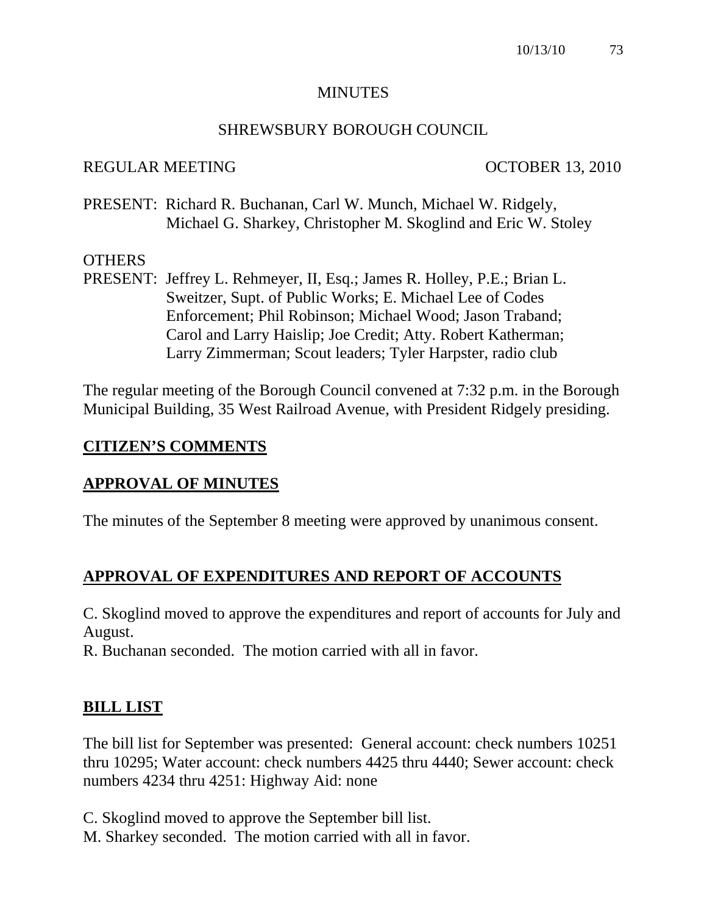# MINUTES

## SHREWSBURY BOROUGH COUNCIL

REGULAR MEETING OCTOBER 13, 2010

PRESENT: Richard R. Buchanan, Carl W. Munch, Michael W. Ridgely, Michael G. Sharkey, Christopher M. Skoglind and Eric W. Stoley

OTHERS
PRESENT: Jeffrey L. Rehmeyer, II, Esq.; James R. Holley, P.E.; Brian L. Sweitzer, Supt. of Public Works; E. Michael Lee of Codes Enforcement; Phil Robinson; Michael Wood; Jason Traband; Carol and Larry Haislip; Joe Credit; Atty. Robert Katherman; Larry Zimmerman; Scout leaders; Tyler Harpster, radio club

The regular meeting of the Borough Council convened at 7:32 p.m. in the Borough Municipal Building, 35 West Railroad Avenue, with President Ridgely presiding.

## CITIZEN'S COMMENTS

## APPROVAL OF MINUTES

The minutes of the September 8 meeting were approved by unanimous consent.

## APPROVAL OF EXPENDITURES AND REPORT OF ACCOUNTS

C. Skoglind moved to approve the expenditures and report of accounts for July and August.
R. Buchanan seconded. The motion carried with all in favor.

## BILL LIST

The bill list for September was presented: General account: check numbers 10251 thru 10295; Water account: check numbers 4425 thru 4440; Sewer account: check numbers 4234 thru 4251: Highway Aid: none

C. Skoglind moved to approve the September bill list.
M. Sharkey seconded. The motion carried with all in favor.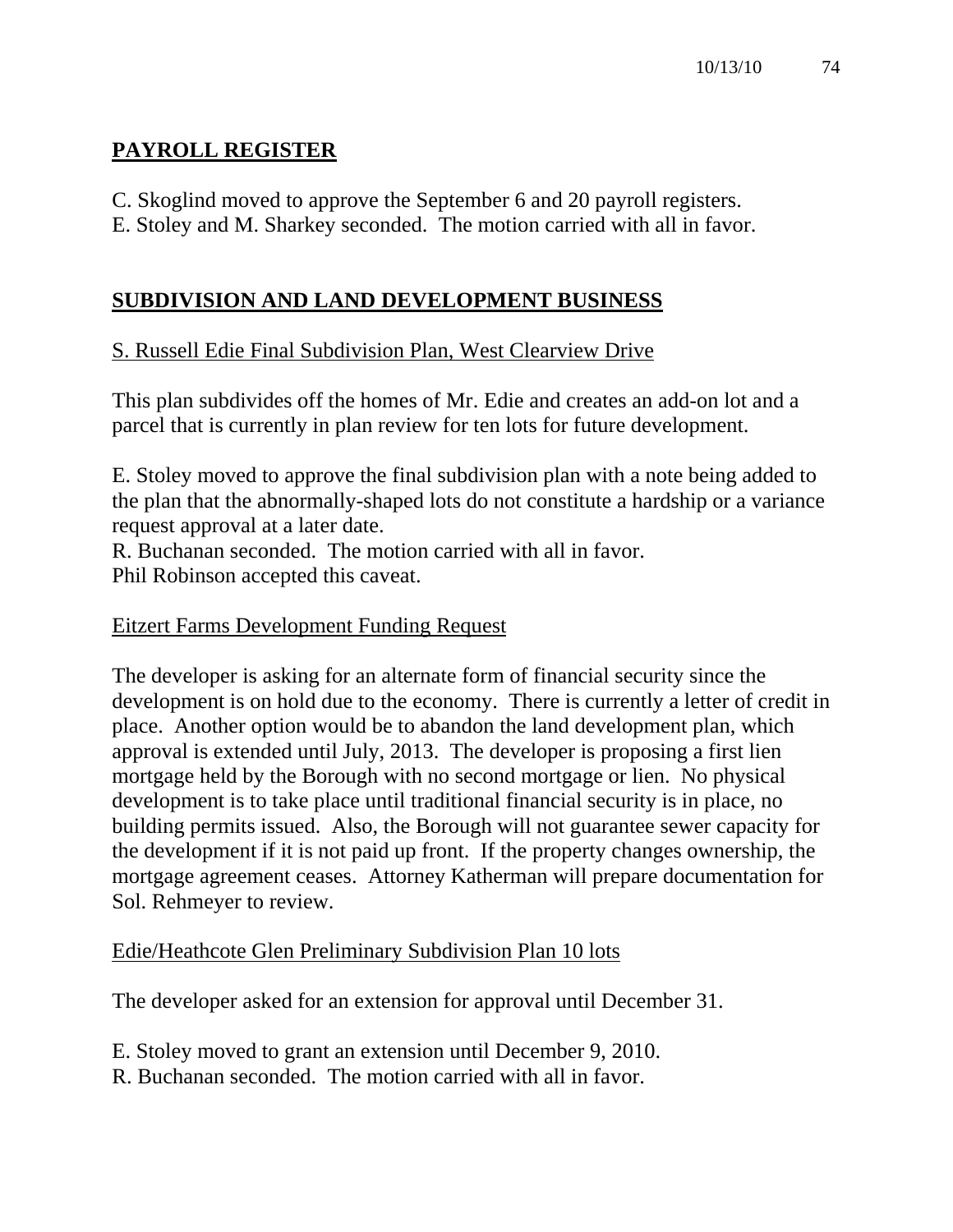## **PAYROLL REGISTER**

C. Skoglind moved to approve the September 6 and 20 payroll registers.
E. Stoley and M. Sharkey seconded. The motion carried with all in favor.

## **SUBDIVISION AND LAND DEVELOPMENT BUSINESS**

<u>S. Russell Edie Final Subdivision Plan, West Clearview Drive</u>

This plan subdivides off the homes of Mr. Edie and creates an add-on lot and a parcel that is currently in plan review for ten lots for future development.

E. Stoley moved to approve the final subdivision plan with a note being added to the plan that the abnormally-shaped lots do not constitute a hardship or a variance request approval at a later date.
R. Buchanan seconded. The motion carried with all in favor.
Phil Robinson accepted this caveat.

<u>Eitzert Farms Development Funding Request</u>

The developer is asking for an alternate form of financial security since the development is on hold due to the economy. There is currently a letter of credit in place. Another option would be to abandon the land development plan, which approval is extended until July, 2013. The developer is proposing a first lien mortgage held by the Borough with no second mortgage or lien. No physical development is to take place until traditional financial security is in place, no building permits issued. Also, the Borough will not guarantee sewer capacity for the development if it is not paid up front. If the property changes ownership, the mortgage agreement ceases. Attorney Katherman will prepare documentation for Sol. Rehmeyer to review.

<u>Edie/Heathcote Glen Preliminary Subdivision Plan 10 lots</u>

The developer asked for an extension for approval until December 31.

E. Stoley moved to grant an extension until December 9, 2010.
R. Buchanan seconded. The motion carried with all in favor.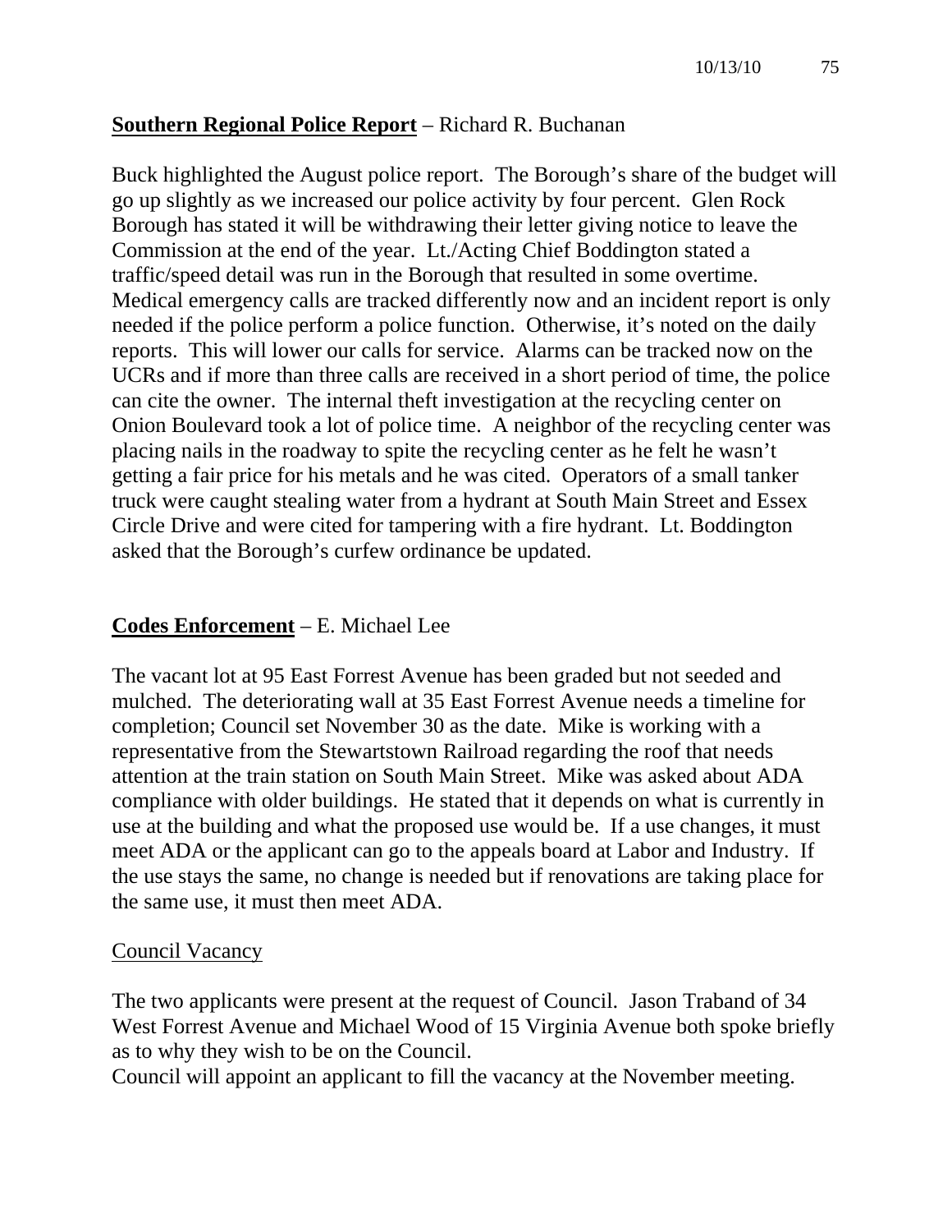**Southern Regional Police Report** – Richard R. Buchanan

Buck highlighted the August police report. The Borough's share of the budget will go up slightly as we increased our police activity by four percent. Glen Rock Borough has stated it will be withdrawing their letter giving notice to leave the Commission at the end of the year. Lt./Acting Chief Boddington stated a traffic/speed detail was run in the Borough that resulted in some overtime. Medical emergency calls are tracked differently now and an incident report is only needed if the police perform a police function. Otherwise, it's noted on the daily reports. This will lower our calls for service. Alarms can be tracked now on the UCRs and if more than three calls are received in a short period of time, the police can cite the owner. The internal theft investigation at the recycling center on Onion Boulevard took a lot of police time. A neighbor of the recycling center was placing nails in the roadway to spite the recycling center as he felt he wasn't getting a fair price for his metals and he was cited. Operators of a small tanker truck were caught stealing water from a hydrant at South Main Street and Essex Circle Drive and were cited for tampering with a fire hydrant. Lt. Boddington asked that the Borough's curfew ordinance be updated.

**Codes Enforcement** – E. Michael Lee

The vacant lot at 95 East Forrest Avenue has been graded but not seeded and mulched. The deteriorating wall at 35 East Forrest Avenue needs a timeline for completion; Council set November 30 as the date. Mike is working with a representative from the Stewartstown Railroad regarding the roof that needs attention at the train station on South Main Street. Mike was asked about ADA compliance with older buildings. He stated that it depends on what is currently in use at the building and what the proposed use would be. If a use changes, it must meet ADA or the applicant can go to the appeals board at Labor and Industry. If the use stays the same, no change is needed but if renovations are taking place for the same use, it must then meet ADA.

Council Vacancy

The two applicants were present at the request of Council. Jason Traband of 34 West Forrest Avenue and Michael Wood of 15 Virginia Avenue both spoke briefly as to why they wish to be on the Council.
Council will appoint an applicant to fill the vacancy at the November meeting.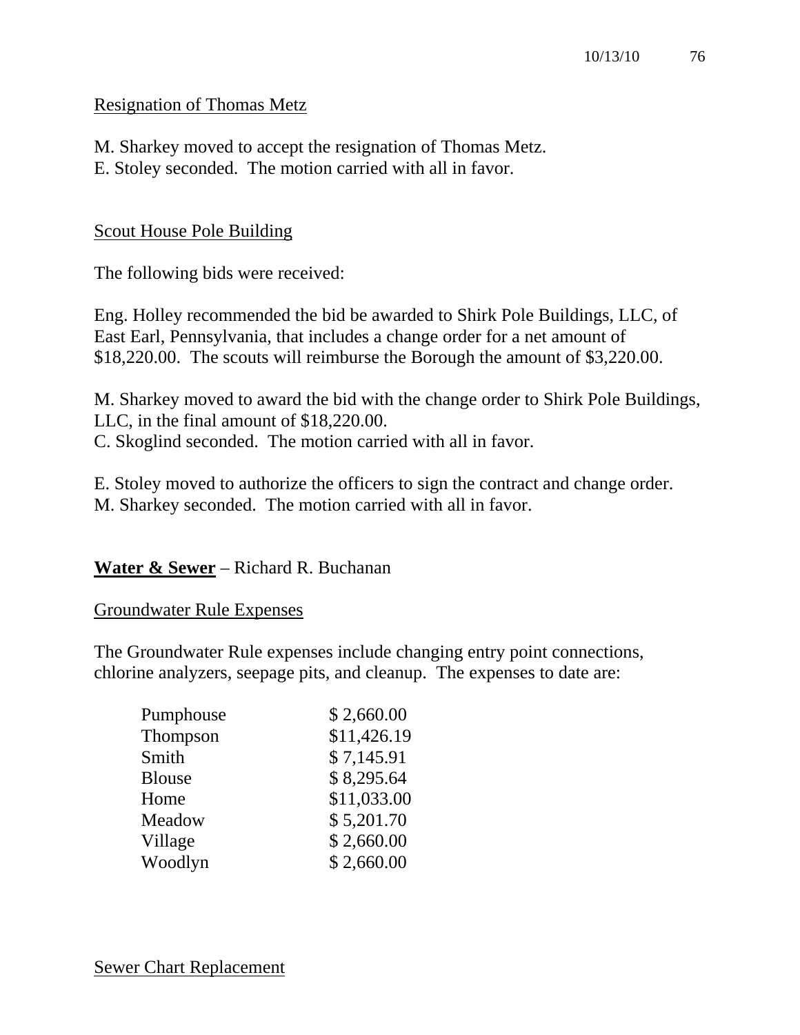Resignation of Thomas Metz

M. Sharkey moved to accept the resignation of Thomas Metz.
E. Stoley seconded. The motion carried with all in favor.

Scout House Pole Building

The following bids were received:

Eng. Holley recommended the bid be awarded to Shirk Pole Buildings, LLC, of East Earl, Pennsylvania, that includes a change order for a net amount of $18,220.00. The scouts will reimburse the Borough the amount of $3,220.00.

M. Sharkey moved to award the bid with the change order to Shirk Pole Buildings, LLC, in the final amount of $18,220.00.
C. Skoglind seconded. The motion carried with all in favor.

E. Stoley moved to authorize the officers to sign the contract and change order.
M. Sharkey seconded. The motion carried with all in favor.

**Water & Sewer** – Richard R. Buchanan

Groundwater Rule Expenses

The Groundwater Rule expenses include changing entry point connections, chlorine analyzers, seepage pits, and cleanup. The expenses to date are:

| | |
|---|---|
| Pumphouse | $ 2,660.00 |
| Thompson | $11,426.19 |
| Smith | $ 7,145.91 |
| Blouse | $ 8,295.64 |
| Home | $11,033.00 |
| Meadow | $ 5,201.70 |
| Village | $ 2,660.00 |
| Woodlyn | $ 2,660.00 |

Sewer Chart Replacement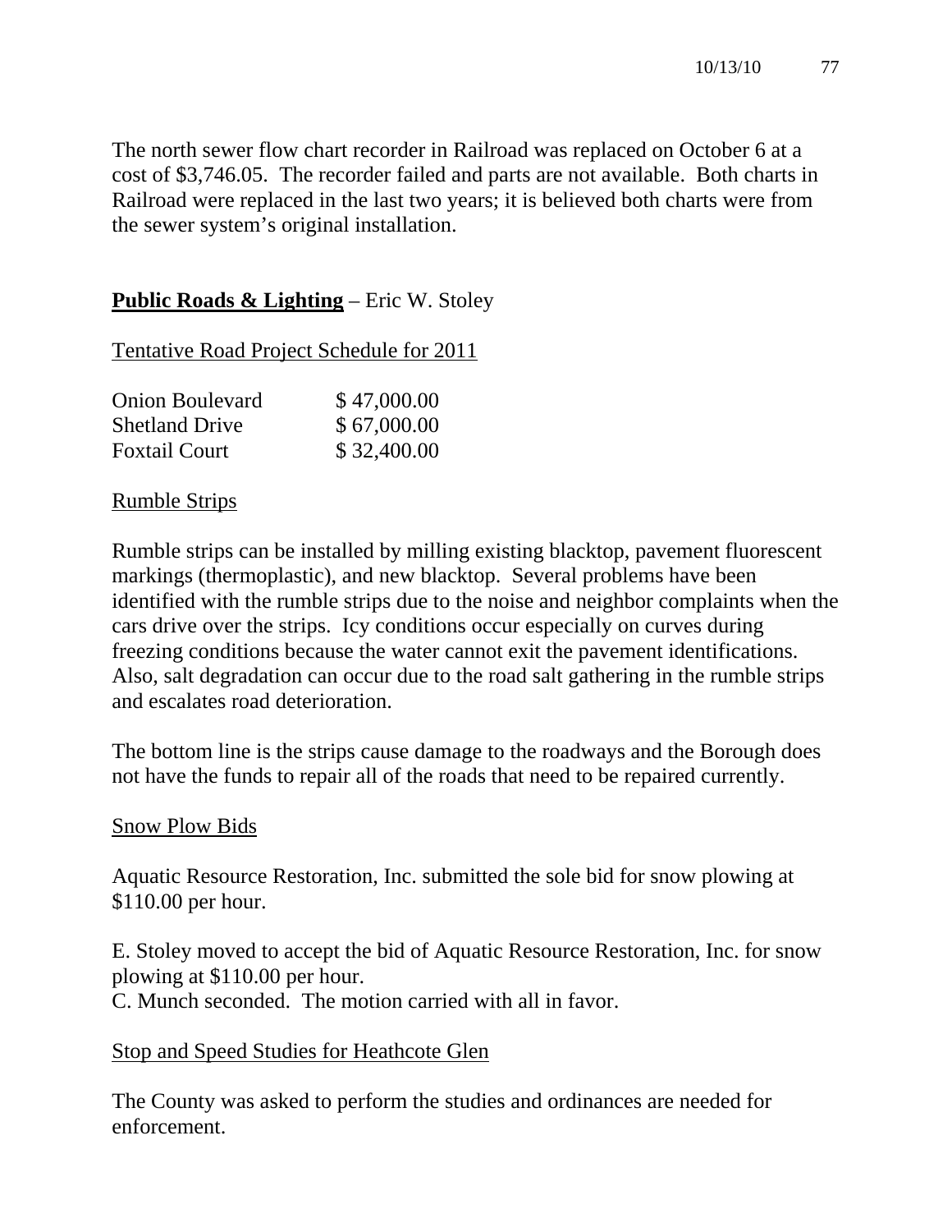The north sewer flow chart recorder in Railroad was replaced on October 6 at a cost of $3,746.05. The recorder failed and parts are not available. Both charts in Railroad were replaced in the last two years; it is believed both charts were from the sewer system's original installation.

**<u>Public Roads & Lighting</u>** – Eric W. Stoley

<u>Tentative Road Project Schedule for 2011</u>

| | |
|---|---|
| Onion Boulevard | $ 47,000.00 |
| Shetland Drive | $ 67,000.00 |
| Foxtail Court | $ 32,400.00 |

<u>Rumble Strips</u>

Rumble strips can be installed by milling existing blacktop, pavement fluorescent markings (thermoplastic), and new blacktop. Several problems have been identified with the rumble strips due to the noise and neighbor complaints when the cars drive over the strips. Icy conditions occur especially on curves during freezing conditions because the water cannot exit the pavement identifications. Also, salt degradation can occur due to the road salt gathering in the rumble strips and escalates road deterioration.

The bottom line is the strips cause damage to the roadways and the Borough does not have the funds to repair all of the roads that need to be repaired currently.

<u>Snow Plow Bids</u>

Aquatic Resource Restoration, Inc. submitted the sole bid for snow plowing at $110.00 per hour.

E. Stoley moved to accept the bid of Aquatic Resource Restoration, Inc. for snow plowing at $110.00 per hour.
C. Munch seconded. The motion carried with all in favor.

<u>Stop and Speed Studies for Heathcote Glen</u>

The County was asked to perform the studies and ordinances are needed for enforcement.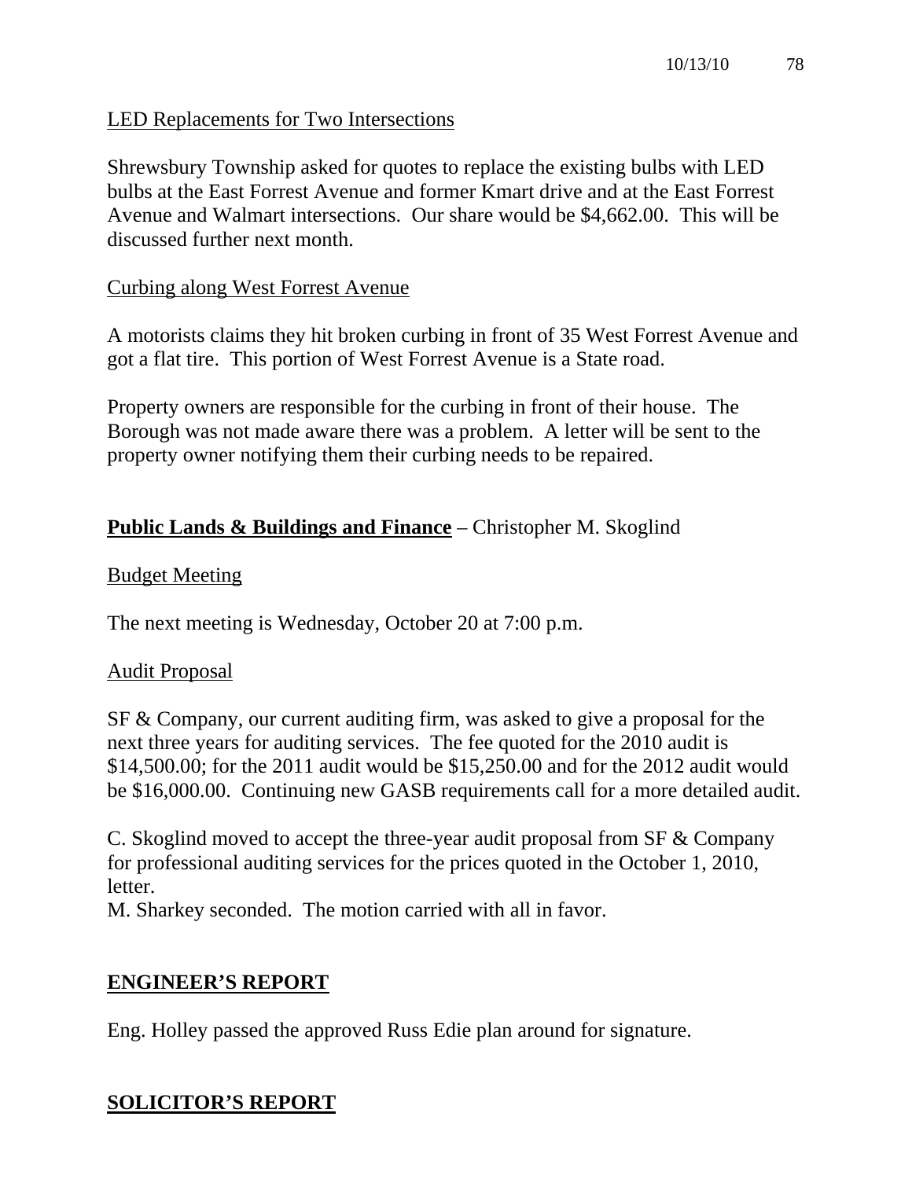LED Replacements for Two Intersections

Shrewsbury Township asked for quotes to replace the existing bulbs with LED bulbs at the East Forrest Avenue and former Kmart drive and at the East Forrest Avenue and Walmart intersections. Our share would be $4,662.00. This will be discussed further next month.

Curbing along West Forrest Avenue

A motorists claims they hit broken curbing in front of 35 West Forrest Avenue and got a flat tire. This portion of West Forrest Avenue is a State road.

Property owners are responsible for the curbing in front of their house. The Borough was not made aware there was a problem. A letter will be sent to the property owner notifying them their curbing needs to be repaired.

**Public Lands & Buildings and Finance** – Christopher M. Skoglind

Budget Meeting

The next meeting is Wednesday, October 20 at 7:00 p.m.

Audit Proposal

SF & Company, our current auditing firm, was asked to give a proposal for the next three years for auditing services. The fee quoted for the 2010 audit is $14,500.00; for the 2011 audit would be $15,250.00 and for the 2012 audit would be $16,000.00. Continuing new GASB requirements call for a more detailed audit.

C. Skoglind moved to accept the three-year audit proposal from SF & Company for professional auditing services for the prices quoted in the October 1, 2010, letter.
M. Sharkey seconded. The motion carried with all in favor.

## ENGINEER'S REPORT

Eng. Holley passed the approved Russ Edie plan around for signature.

## SOLICITOR'S REPORT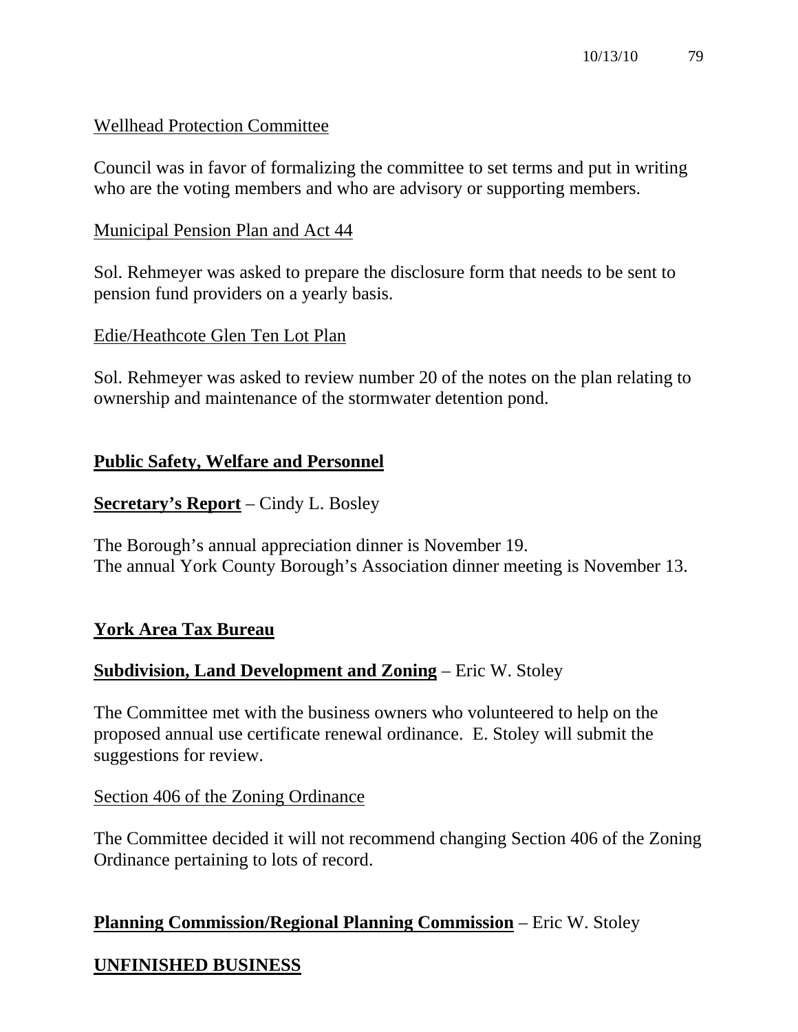Wellhead Protection Committee

Council was in favor of formalizing the committee to set terms and put in writing who are the voting members and who are advisory or supporting members.

Municipal Pension Plan and Act 44

Sol. Rehmeyer was asked to prepare the disclosure form that needs to be sent to pension fund providers on a yearly basis.

Edie/Heathcote Glen Ten Lot Plan

Sol. Rehmeyer was asked to review number 20 of the notes on the plan relating to ownership and maintenance of the stormwater detention pond.

**Public Safety, Welfare and Personnel**

**Secretary's Report** – Cindy L. Bosley

The Borough's annual appreciation dinner is November 19.
The annual York County Borough's Association dinner meeting is November 13.

**York Area Tax Bureau**

**Subdivision, Land Development and Zoning** – Eric W. Stoley

The Committee met with the business owners who volunteered to help on the proposed annual use certificate renewal ordinance. E. Stoley will submit the suggestions for review.

Section 406 of the Zoning Ordinance

The Committee decided it will not recommend changing Section 406 of the Zoning Ordinance pertaining to lots of record.

**Planning Commission/Regional Planning Commission** – Eric W. Stoley

**UNFINISHED BUSINESS**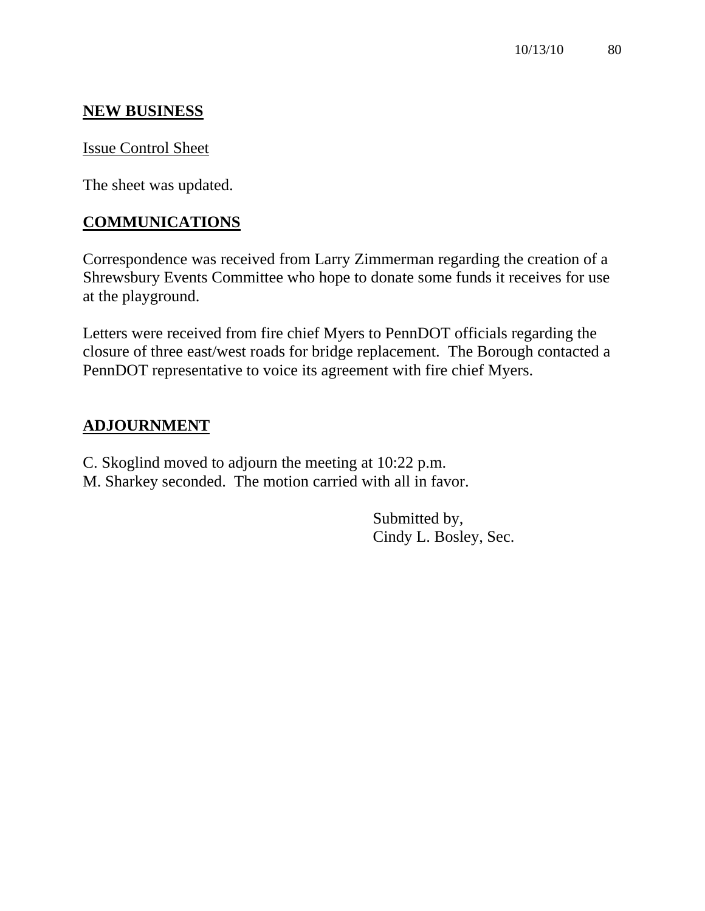## NEW BUSINESS

Issue Control Sheet

The sheet was updated.

## COMMUNICATIONS

Correspondence was received from Larry Zimmerman regarding the creation of a Shrewsbury Events Committee who hope to donate some funds it receives for use at the playground.

Letters were received from fire chief Myers to PennDOT officials regarding the closure of three east/west roads for bridge replacement. The Borough contacted a PennDOT representative to voice its agreement with fire chief Myers.

## ADJOURNMENT

C. Skoglind moved to adjourn the meeting at 10:22 p.m.
M. Sharkey seconded. The motion carried with all in favor.

Submitted by,
Cindy L. Bosley, Sec.